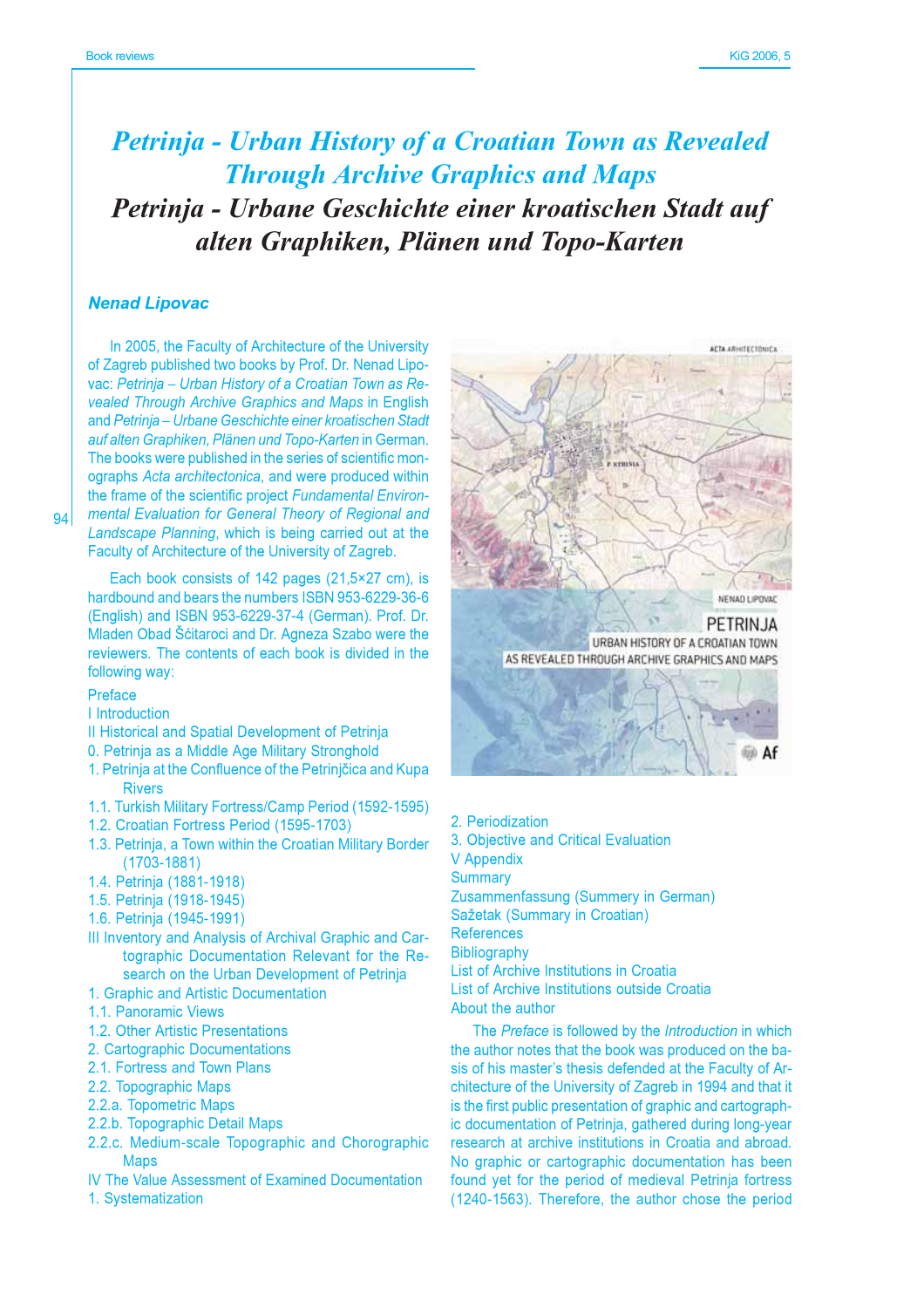# *Petrinja - Urban History of a Croatian Town as Revealed Through Archive Graphics and Maps*

# *Petrinja - Urbane Geschichte einer kroatischen Stadt auf alten Graphiken, Plänen und Topo-Karten*

***Nenad Lipovac***

In 2005, the Faculty of Architecture of the University of Zagreb published two books by Prof. Dr. Nenad Lipovac: *Petrinja – Urban History of a Croatian Town as Revealed Through Archive Graphics and Maps* in English and *Petrinja – Urbane Geschichte einer kroatischen Stadt auf alten Graphiken, Plänen und Topo-Karten* in German. The books were published in the series of scientific monographs *Acta architectonica*, and were produced within the frame of the scientific project *Fundamental Environmental Evaluation for General Theory of Regional and Landscape Planning*, which is being carried out at the Faculty of Architecture of the University of Zagreb.

Each book consists of 142 pages (21,5×27 cm), is hardbound and bears the numbers ISBN 953-6229-36-6 (English) and ISBN 953-6229-37-4 (German). Prof. Dr. Mladen Obad Šćitaroci and Dr. Agneza Szabo were the reviewers. The contents of each book is divided in the following way:

Preface
I Introduction
II Historical and Spatial Development of Petrinja
0. Petrinja as a Middle Age Military Stronghold
1. Petrinja at the Confluence of the Petrinjčica and Kupa Rivers
1.1. Turkish Military Fortress/Camp Period (1592-1595)
1.2. Croatian Fortress Period (1595-1703)
1.3. Petrinja, a Town within the Croatian Military Border (1703-1881)
1.4. Petrinja (1881-1918)
1.5. Petrinja (1918-1945)
1.6. Petrinja (1945-1991)
III Inventory and Analysis of Archival Graphic and Cartographic Documentation Relevant for the Research on the Urban Development of Petrinja
1. Graphic and Artistic Documentation
1.1. Panoramic Views
1.2. Other Artistic Presentations
2. Cartographic Documentations
2.1. Fortress and Town Plans
2.2. Topographic Maps
2.2.a. Topometric Maps
2.2.b. Topographic Detail Maps
2.2.c. Medium-scale Topographic and Chorographic Maps
IV The Value Assessment of Examined Documentation
1. Systematization
2. Periodization
3. Objective and Critical Evaluation
V Appendix
Summary
Zusammenfassung (Summary in German)
Sažetak (Summary in Croatian)
References
Bibliography
List of Archive Institutions in Croatia
List of Archive Institutions outside Croatia
About the author

The *Preface* is followed by the *Introduction* in which the author notes that the book was produced on the basis of his master's thesis defended at the Faculty of Architecture of the University of Zagreb in 1994 and that it is the first public presentation of graphic and cartographic documentation of Petrinja, gathered during long-year research at archive institutions in Croatia and abroad. No graphic or cartographic documentation has been found yet for the period of medieval Petrinja fortress (1240-1563). Therefore, the author chose the period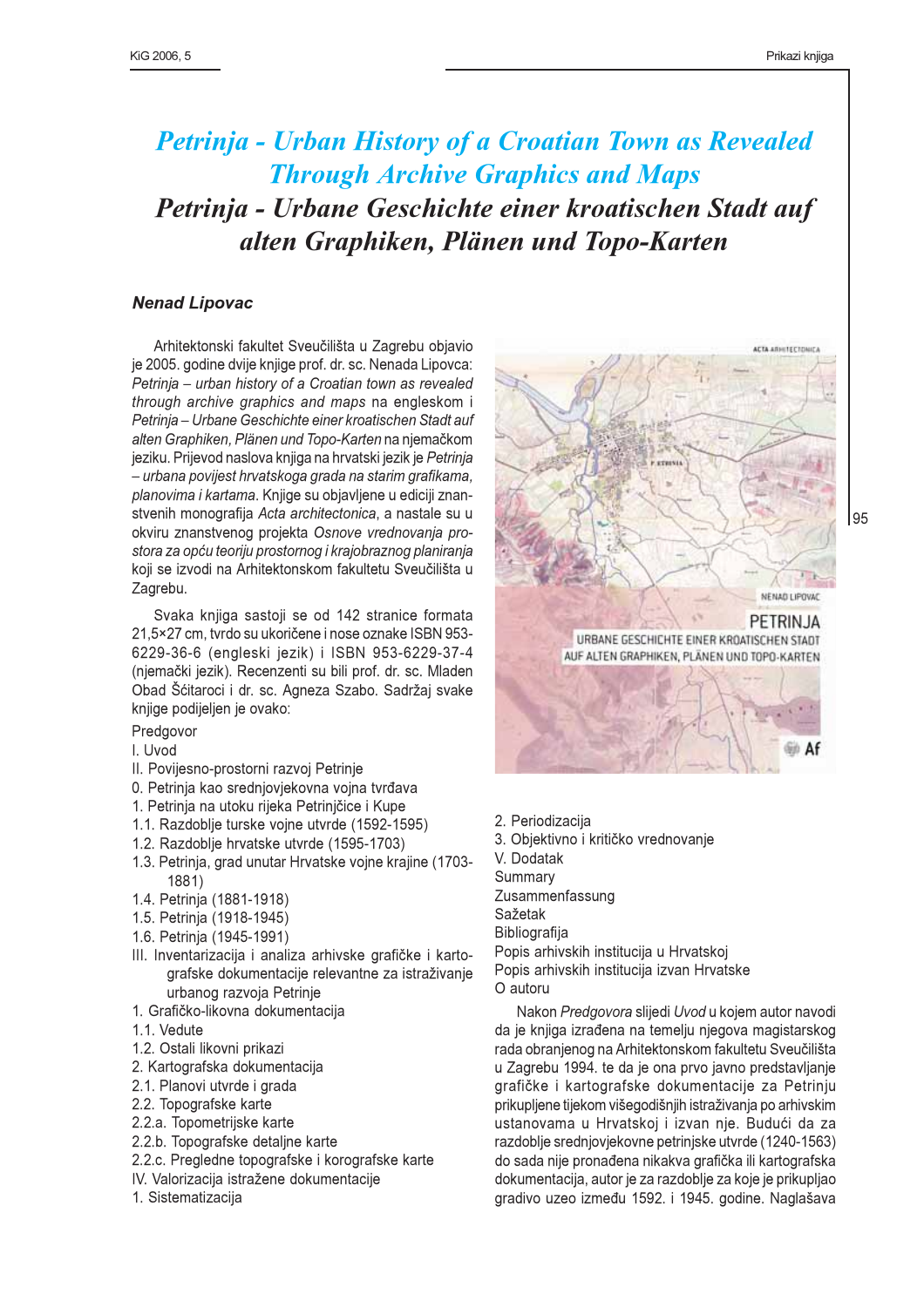# *Petrinja - Urban History of a Croatian Town as Revealed Through Archive Graphics and Maps*

# *Petrinja - Urbane Geschichte einer kroatischen Stadt auf alten Graphiken, Plänen und Topo-Karten*

***Nenad Lipovac***

Arhitektonski fakultet Sveučilišta u Zagrebu objavio je 2005. godine dvije knjige prof. dr. sc. Nenada Lipovca: *Petrinja – urban history of a Croatian town as revealed through archive graphics and maps* na engleskom i *Petrinja – Urbane Geschichte einer kroatischen Stadt auf alten Graphiken, Plänen und Topo-Karten* na njemačkom jeziku. Prijevod naslova knjiga na hrvatski jezik je *Petrinja – urbana povijest hrvatskoga grada na starim grafikama, planovima i kartama*. Knjige su objavljene u ediciji znanstvenih monografija *Acta architectonica*, a nastale su u okviru znanstvenog projekta *Osnove vrednovanja prostora za opću teoriju prostornog i krajobraznog planiranja* koji se izvodi na Arhitektonskom fakultetu Sveučilišta u Zagrebu.

Svaka knjiga sastoji se od 142 stranice formata 21,5×27 cm, tvrdo su ukoričene i nose oznake ISBN 953-6229-36-6 (engleski jezik) i ISBN 953-6229-37-4 (njemački jezik). Recenzenti su bili prof. dr. sc. Mladen Obad Šćitaroci i dr. sc. Agneza Szabo. Sadržaj svake knjige podijeljen je ovako:

Predgovor  
I. Uvod  
II. Povijesno-prostorni razvoj Petrinje  
0. Petrinja kao srednjovjekovna vojna tvrđava  
1. Petrinja na utoku rijeka Petrinjčice i Kupe  
1.1. Razdoblje turske vojne utvrde (1592-1595)  
1.2. Razdoblje hrvatske utvrde (1595-1703)  
1.3. Petrinja, grad unutar Hrvatske vojne krajine (1703-1881)  
1.4. Petrinja (1881-1918)  
1.5. Petrinja (1918-1945)  
1.6. Petrinja (1945-1991)  
III. Inventarizacija i analiza arhivske grafičke i kartografske dokumentacije relevantne za istraživanje urbanog razvoja Petrinje  
1. Grafičko-likovna dokumentacija  
1.1. Vedute  
1.2. Ostali likovni prikazi  
2. Kartografska dokumentacija  
2.1. Planovi utvrde i grada  
2.2. Topografske karte  
2.2.a. Topometrijske karte  
2.2.b. Topografske detaljne karte  
2.2.c. Pregledne topografske i korografske karte  
IV. Valorizacija istražene dokumentacije  
1. Sistematizacija  
2. Periodizacija  
3. Objektivno i kritičko vrednovanje  
V. Dodatak  
Summary  
Zusammenfassung  
Sažetak  
Bibliografija  
Popis arhivskih institucija u Hrvatskoj  
Popis arhivskih institucija izvan Hrvatske  
O autoru

Nakon *Predgovora* slijedi *Uvod* u kojem autor navodi da je knjiga izrađena na temelju njegova magistarskog rada obranjenog na Arhitektonskom fakultetu Sveučilišta u Zagrebu 1994. te da je ona prvo javno predstavljanje grafičke i kartografske dokumentacije za Petrinju prikupljene tijekom višegodišnjih istraživanja po arhivskim ustanovama u Hrvatskoj i izvan nje. Budući da za razdoblje srednjovjekovne petrinjske utvrde (1240-1563) do sada nije pronađena nikakva grafička ili kartografska dokumentacija, autor je za razdoblje za koje je prikupljao gradivo uzeo između 1592. i 1945. godine. Naglašava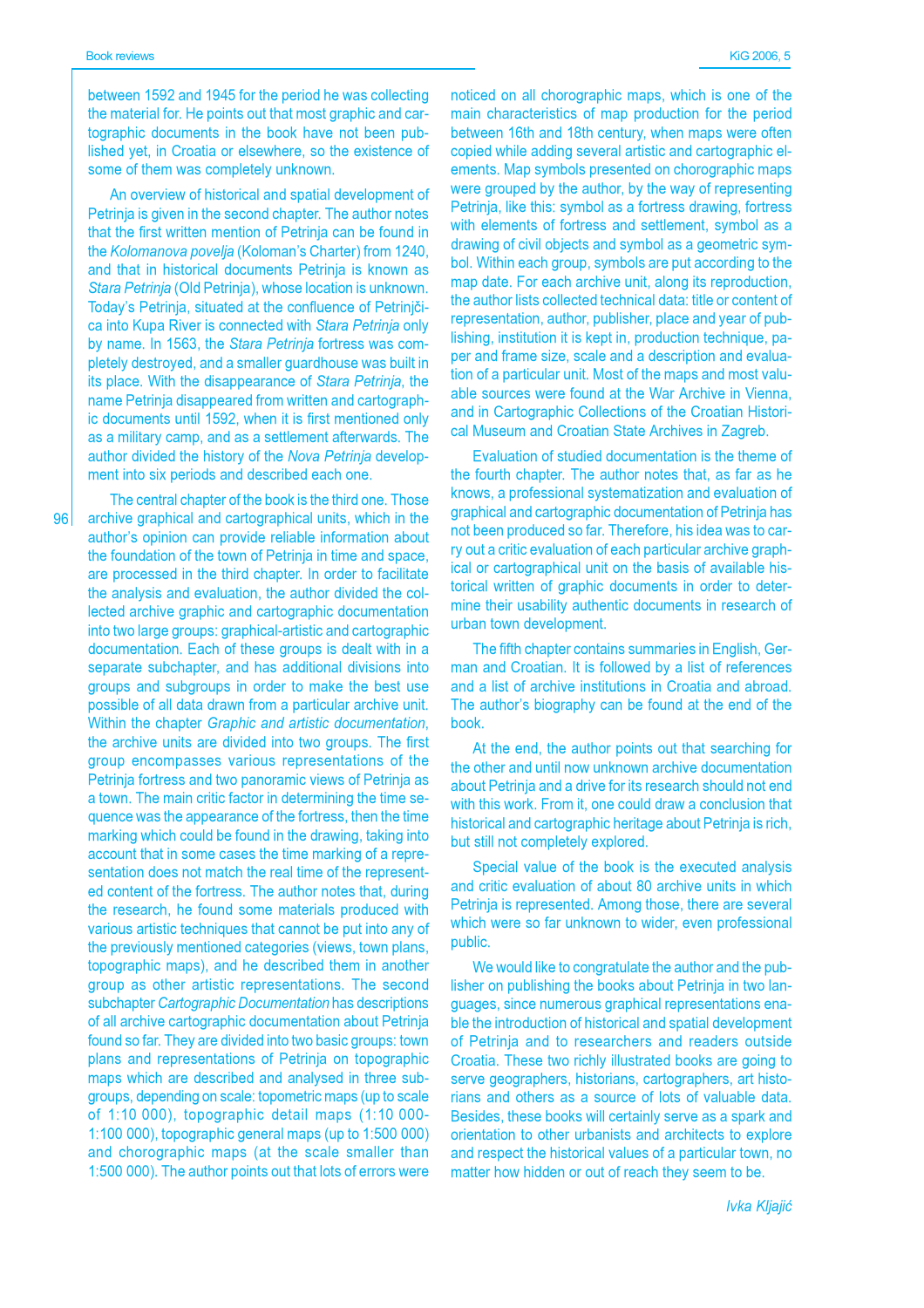between 1592 and 1945 for the period he was collecting the material for. He points out that most graphic and cartographic documents in the book have not been published yet, in Croatia or elsewhere, so the existence of some of them was completely unknown.

An overview of historical and spatial development of Petrinja is given in the second chapter. The author notes that the first written mention of Petrinja can be found in the *Kolomanova povelja* (Koloman's Charter) from 1240, and that in historical documents Petrinja is known as *Stara Petrinja* (Old Petrinja), whose location is unknown. Today's Petrinja, situated at the confluence of Petrinjčica into Kupa River is connected with *Stara Petrinja* only by name. In 1563, the *Stara Petrinja* fortress was completely destroyed, and a smaller guardhouse was built in its place. With the disappearance of *Stara Petrinja*, the name Petrinja disappeared from written and cartographic documents until 1592, when it is first mentioned only as a military camp, and as a settlement afterwards. The author divided the history of the *Nova Petrinja* development into six periods and described each one.

The central chapter of the book is the third one. Those archive graphical and cartographical units, which in the author's opinion can provide reliable information about the foundation of the town of Petrinja in time and space, are processed in the third chapter. In order to facilitate the analysis and evaluation, the author divided the collected archive graphic and cartographic documentation into two large groups: graphical-artistic and cartographic documentation. Each of these groups is dealt with in a separate subchapter, and has additional divisions into groups and subgroups in order to make the best use possible of all data drawn from a particular archive unit. Within the chapter *Graphic and artistic documentation*, the archive units are divided into two groups. The first group encompasses various representations of the Petrinja fortress and two panoramic views of Petrinja as a town. The main critic factor in determining the time sequence was the appearance of the fortress, then the time marking which could be found in the drawing, taking into account that in some cases the time marking of a representation does not match the real time of the represented content of the fortress. The author notes that, during the research, he found some materials produced with various artistic techniques that cannot be put into any of the previously mentioned categories (views, town plans, topographic maps), and he described them in another group as other artistic representations. The second subchapter *Cartographic Documentation* has descriptions of all archive cartographic documentation about Petrinja found so far. They are divided into two basic groups: town plans and representations of Petrinja on topographic maps which are described and analysed in three subgroups, depending on scale: topometric maps (up to scale of 1:10 000), topographic detail maps (1:10 000-1:100 000), topographic general maps (up to 1:500 000) and chorographic maps (at the scale smaller than 1:500 000). The author points out that lots of errors were noticed on all chorographic maps, which is one of the main characteristics of map production for the period between 16th and 18th century, when maps were often copied while adding several artistic and cartographic elements. Map symbols presented on chorographic maps were grouped by the author, by the way of representing Petrinja, like this: symbol as a fortress drawing, fortress with elements of fortress and settlement, symbol as a drawing of civil objects and symbol as a geometric symbol. Within each group, symbols are put according to the map date. For each archive unit, along its reproduction, the author lists collected technical data: title or content of representation, author, publisher, place and year of publishing, institution it is kept in, production technique, paper and frame size, scale and a description and evaluation of a particular unit. Most of the maps and most valuable sources were found at the War Archive in Vienna, and in Cartographic Collections of the Croatian Historical Museum and Croatian State Archives in Zagreb.

Evaluation of studied documentation is the theme of the fourth chapter. The author notes that, as far as he knows, a professional systematization and evaluation of graphical and cartographic documentation of Petrinja has not been produced so far. Therefore, his idea was to carry out a critic evaluation of each particular archive graphical or cartographical unit on the basis of available historical written of graphic documents in order to determine their usability authentic documents in research of urban town development.

The fifth chapter contains summaries in English, German and Croatian. It is followed by a list of references and a list of archive institutions in Croatia and abroad. The author's biography can be found at the end of the book.

At the end, the author points out that searching for the other and until now unknown archive documentation about Petrinja and a drive for its research should not end with this work. From it, one could draw a conclusion that historical and cartographic heritage about Petrinja is rich, but still not completely explored.

Special value of the book is the executed analysis and critic evaluation of about 80 archive units in which Petrinja is represented. Among those, there are several which were so far unknown to wider, even professional public.

We would like to congratulate the author and the publisher on publishing the books about Petrinja in two languages, since numerous graphical representations enable the introduction of historical and spatial development of Petrinja and to researchers and readers outside Croatia. These two richly illustrated books are going to serve geographers, historians, cartographers, art historians and others as a source of lots of valuable data. Besides, these books will certainly serve as a spark and orientation to other urbanists and architects to explore and respect the historical values of a particular town, no matter how hidden or out of reach they seem to be.

*Ivka Kljajić*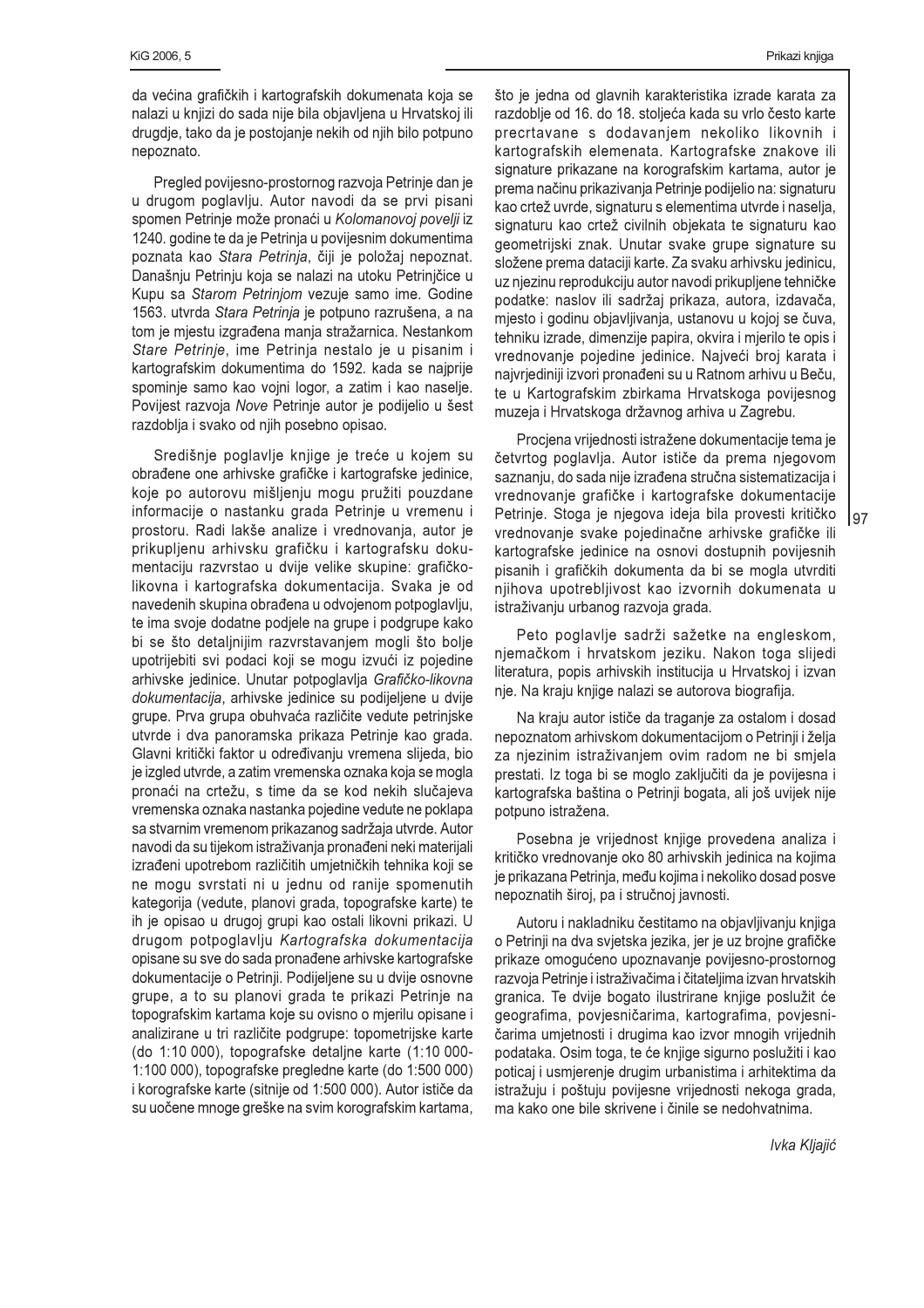da većina grafičkih i kartografskih dokumenata koja se nalazi u knjizi do sada nije bila objavljena u Hrvatskoj ili drugdje, tako da je postojanje nekih od njih bilo potpuno nepoznato.

Pregled povijesno-prostornog razvoja Petrinje dan je u drugom poglavlju. Autor navodi da se prvi pisani spomen Petrinje može pronaći u *Kolomanovoj povelji* iz 1240. godine te da je Petrinja u povijesnim dokumentima poznata kao *Stara Petrinja*, čiji je položaj nepoznat. Današnju Petrinju koja se nalazi na utoku Petrinjčice u Kupu sa *Starom Petrinjom* vezuje samo ime. Godine 1563. utvrda *Stara Petrinja* je potpuno razrušena, a na tom je mjestu izgrađena manja stražarnica. Nestankom *Stare Petrinje*, ime Petrinja nestalo je u pisanim i kartografskim dokumentima do 1592. kada se najprije spominje samo kao vojni logor, a zatim i kao naselje. Povijest razvoja *Nove* Petrinje autor je podijelio u šest razdoblja i svako od njih posebno opisao.

Središnje poglavlje knjige je treće u kojem su obrađene one arhivske grafičke i kartografske jedinice, koje po autorovu mišljenju mogu pružiti pouzdane informacije o nastanku grada Petrinje u vremenu i prostoru. Radi lakše analize i vrednovanja, autor je prikupljenu arhivsku grafičku i kartografsku dokumentaciju razvrstao u dvije velike skupine: grafičko-likovna i kartografska dokumentacija. Svaka je od navedenih skupina obrađena u odvojenom potpoglavlju, te ima svoje dodatne podjele na grupe i podgrupe kako bi se što detaljnijim razvrstavanjem mogli što bolje upotrijebiti svi podaci koji se mogu izvući iz pojedine arhivske jedinice. Unutar potpoglavlja *Grafičko-likovna dokumentacija*, arhivske jedinice su podijeljene u dvije grupe. Prva grupa obuhvaća različite vedute petrinjske utvrde i dva panoramska prikaza Petrinje kao grada. Glavni kritički faktor u određivanju vremena slijeda, bio je izgled utvrde, a zatim vremenska oznaka koja se mogla pronaći na crtežu, s time da se kod nekih slučajeva vremenska oznaka nastanka pojedine vedute ne poklapa sa stvarnim vremenom prikazanog sadržaja utvrde. Autor navodi da su tijekom istraživanja pronađeni neki materijali izrađeni upotrebom različitih umjetničkih tehnika koji se ne mogu svrstati ni u jednu od ranije spomenutih kategorija (vedute, planovi grada, topografske karte) te ih je opisao u drugoj grupi kao ostali likovni prikazi. U drugom potpoglavlju *Kartografska dokumentacija* opisane su sve do sada pronađene arhivske kartografske dokumentacije o Petrinji. Podijeljene su u dvije osnovne grupe, a to su planovi grada te prikazi Petrinje na topografskim kartama koje su ovisno o mjerilu opisane i analizirane u tri različite podgrupe: topometrijske karte (do 1:10 000), topografske detaljne karte (1:10 000-1:100 000), topografske pregledne karte (do 1:500 000) i korografske karte (sitnije od 1:500 000). Autor ističe da su uočene mnoge greške na svim korografskim kartama, što je jedna od glavnih karakteristika izrade karata za razdoblje od 16. do 18. stoljeća kada su vrlo često karte precrtavane s dodavanjem nekoliko likovnih i kartografskih elemenata. Kartografske znakove ili signature prikazane na korografskim kartama, autor je prema načinu prikazivanja Petrinje podijelio na: signaturu kao crtež uvrde, signaturu s elementima utvrde i naselja, signaturu kao crtež civilnih objekata te signaturu kao geometrijski znak. Unutar svake grupe signature su složene prema dataciji karte. Za svaku arhivsku jedinicu, uz njezinu reprodukciju autor navodi prikupljene tehničke podatke: naslov ili sadržaj prikaza, autora, izdavača, mjesto i godinu objavljivanja, ustanovu u kojoj se čuva, tehniku izrade, dimenzije papira, okvira i mjerilo te opis i vrednovanje pojedine jedinice. Najveći broj karata i najvrjedniji izvori pronađeni su u Ratnom arhivu u Beču, te u Kartografskim zbirkama Hrvatskoga povijesnog muzeja i Hrvatskoga državnog arhiva u Zagrebu.

Procjena vrijednosti istražene dokumentacije tema je četvrtog poglavlja. Autor ističe da prema njegovom saznanju, do sada nije izrađena stručna sistematizacija i vrednovanje grafičke i kartografske dokumentacije Petrinje. Stoga je njegova ideja bila provesti kritičko vrednovanje svake pojedinačne arhivske grafičke ili kartografske jedinice na osnovi dostupnih povijesnih pisanih i grafičkih dokumenta da bi se mogla utvrditi njihova upotrebljivost kao izvornih dokumenata u istraživanju urbanog razvoja grada.

Peto poglavlje sadrži sažetke na engleskom, njemačkom i hrvatskom jeziku. Nakon toga slijedi literatura, popis arhivskih institucija u Hrvatskoj i izvan nje. Na kraju knjige nalazi se autorova biografija.

Na kraju autor ističe da traganje za ostalom i dosad nepoznatom arhivskom dokumentacijom o Petrinji i želja za njezinim istraživanjem ovim radom ne bi smjela prestati. Iz toga bi se moglo zaključiti da je povijesna i kartografska baština o Petrinji bogata, ali još uvijek nije potpuno istražena.

Posebna je vrijednost knjige provedena analiza i kritičko vrednovanje oko 80 arhivskih jedinica na kojima je prikazana Petrinja, među kojima i nekoliko dosad posve nepoznatih široj, pa i stručnoj javnosti.

Autoru i nakladniku čestitamo na objavljivanju knjiga o Petrinji na dva svjetska jezika, jer je uz brojne grafičke prikaze omogućeno upoznavanje povijesno-prostornog razvoja Petrinje i istraživačima i čitateljima izvan hrvatskih granica. Te dvije bogato ilustrirane knjige poslužit će geografima, povjesničarima, kartografima, povjesničarima umjetnosti i drugima kao izvor mnogih vrijednih podataka. Osim toga, te će knjige sigurno poslužiti i kao poticaj i usmjerenje drugim urbanistima i arhitektima da istražuju i poštuju povijesne vrijednosti nekoga grada, ma kako one bile skrivene i činile se nedohvatnima.

*Ivka Kljajić*